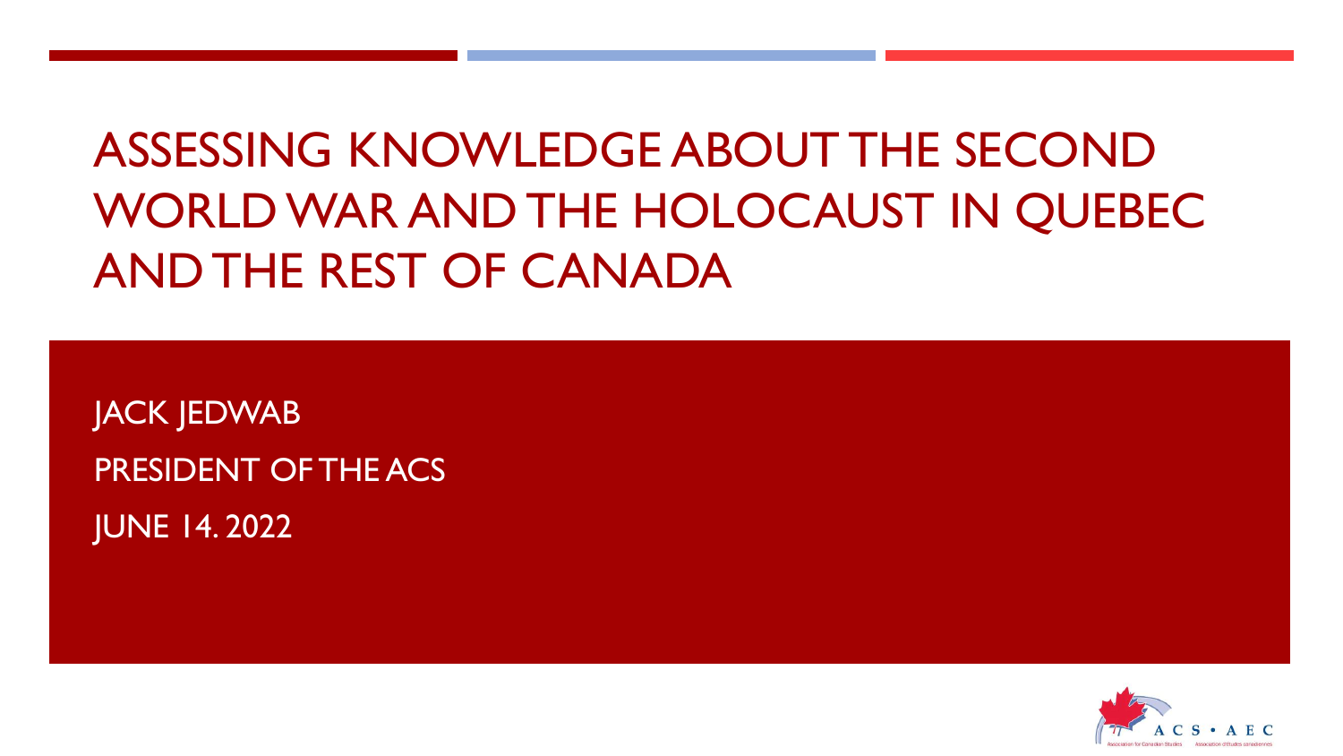# ASSESSING KNOWLEDGE ABOUT THE SECOND WORLD WAR AND THE HOLOCAUST IN QUEBEC AND THE REST OF CANADA

JACK JEDWAB

PRESIDENT OF THE ACS

JUNE 14. 2022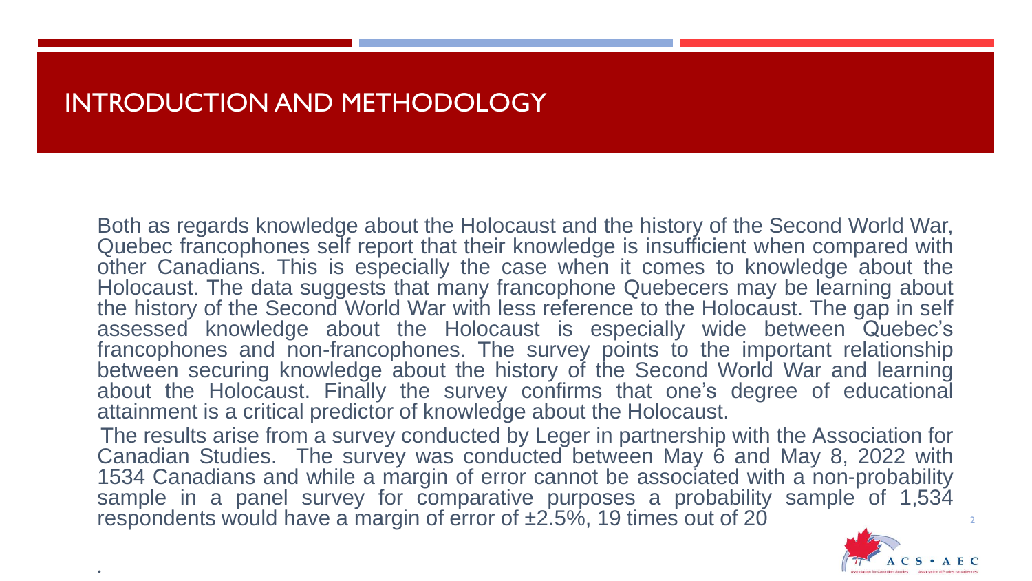# INTRODUCTION AND METHODOLOGY

Both as regards knowledge about the Holocaust and the history of the Second World War, Quebec francophones self report that their knowledge is insufficient when compared with other Canadians. This is especially the case when it comes to knowledge about the Holocaust. The data suggests that many francophone Quebecers may be learning about the history of the Second World War with less reference to the Holocaust. The gap in self assessed knowledge about the Holocaust is especially wide between Quebec's francophones and non-francophones. The survey points to the important relationship between securing knowledge about the history of the Second World War and learning about the Holocaust. Finally the survey confirms that one's degree of educational attainment is a critical predictor of knowledge about the Holocaust.

The results arise from a survey conducted by Leger in partnership with the Association for Canadian Studies. The survey was conducted between May 6 and May 8, 2022 with 1534 Canadians and while a margin of error cannot be associated with a non-probability sample in a panel survey for comparative purposes a probability sample of 1,534 respondents would have a margin of error of ±2.5%, 19 times out of 20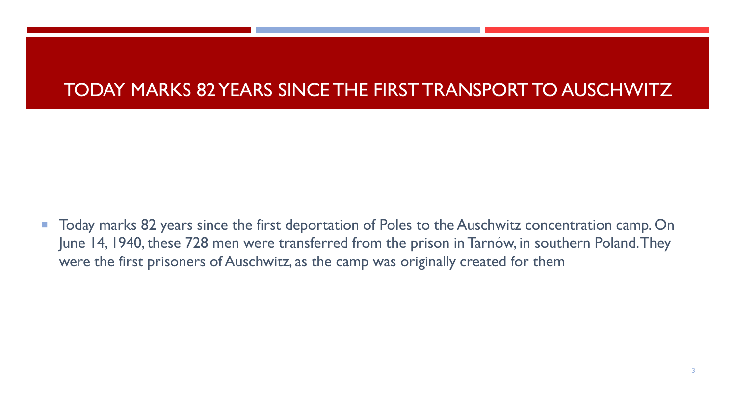# TODAY MARKS 82 YEARS SINCE THE FIRST TRANSPORT TO AUSCHWITZ

- Today marks 82 years since the first deportation of Poles to the Auschwitz concentration camp. On June 14, 1940, these 728 men were transferred from the prison in Tarnów, in southern Poland. They were the first prisoners of Auschwitz, as the camp was originally created for them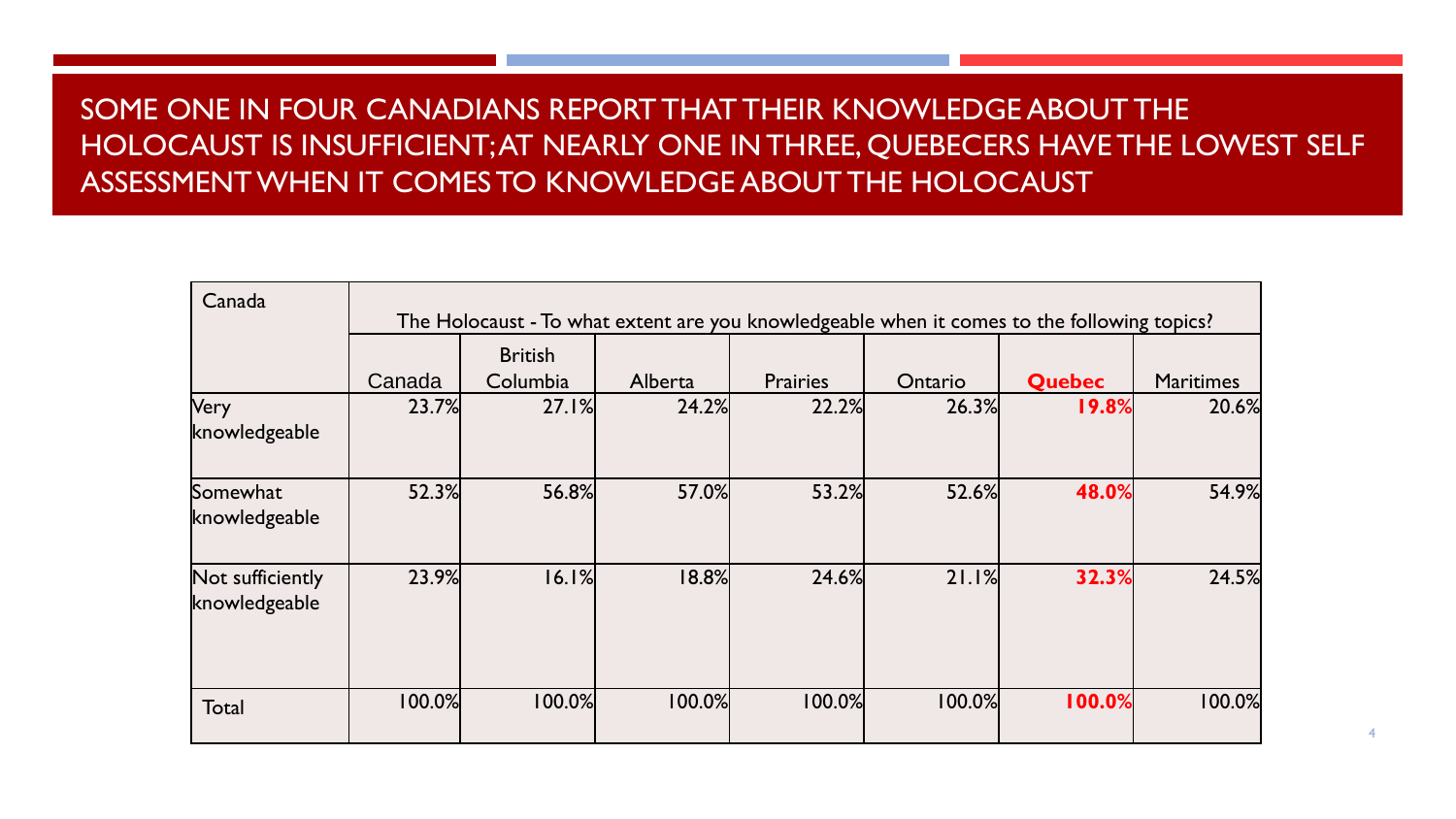# SOME ONE IN FOUR CANADIANS REPORT THAT THEIR KNOWLEDGE ABOUT THE HOLOCAUST IS INSUFFICIENT; AT NEARLY ONE IN THREE, QUEBECERS HAVE THE LOWEST SELF ASSESSMENT WHEN IT COMES TO KNOWLEDGE ABOUT THE HOLOCAUST

| Canada | The Holocaust - To what extent are you knowledgeable when it comes to the following topics? | | | | | | |
|---|---|---|---|---|---|---|---|
| | Canada | British Columbia | Alberta | Prairies | Ontario | **Quebec** | Maritimes |
| Very knowledgeable | 23.7% | 27.1% | 24.2% | 22.2% | 26.3% | **19.8%** | 20.6% |
| Somewhat knowledgeable | 52.3% | 56.8% | 57.0% | 53.2% | 52.6% | **48.0%** | 54.9% |
| Not sufficiently knowledgeable | 23.9% | 16.1% | 18.8% | 24.6% | 21.1% | **32.3%** | 24.5% |
| Total | 100.0% | 100.0% | 100.0% | 100.0% | 100.0% | **100.0%** | 100.0% |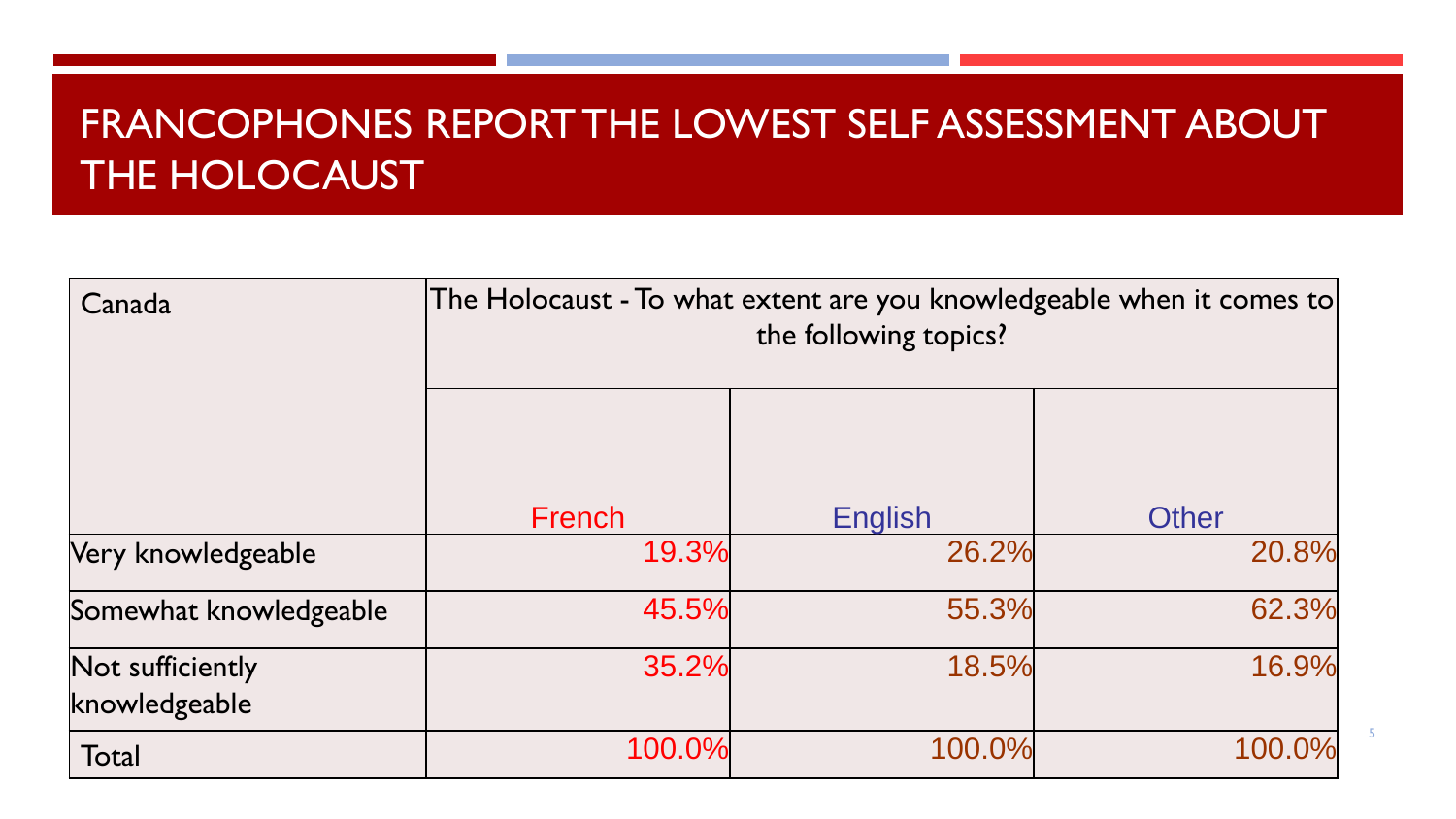# FRANCOPHONES REPORT THE LOWEST SELF ASSESSMENT ABOUT THE HOLOCAUST

| Canada | The Holocaust - To what extent are you knowledgeable when it comes to the following topics? | | |
|---|---|---|---|
| | French | English | Other |
| Very knowledgeable | 19.3% | 26.2% | 20.8% |
| Somewhat knowledgeable | 45.5% | 55.3% | 62.3% |
| Not sufficiently knowledgeable | 35.2% | 18.5% | 16.9% |
| Total | 100.0% | 100.0% | 100.0% |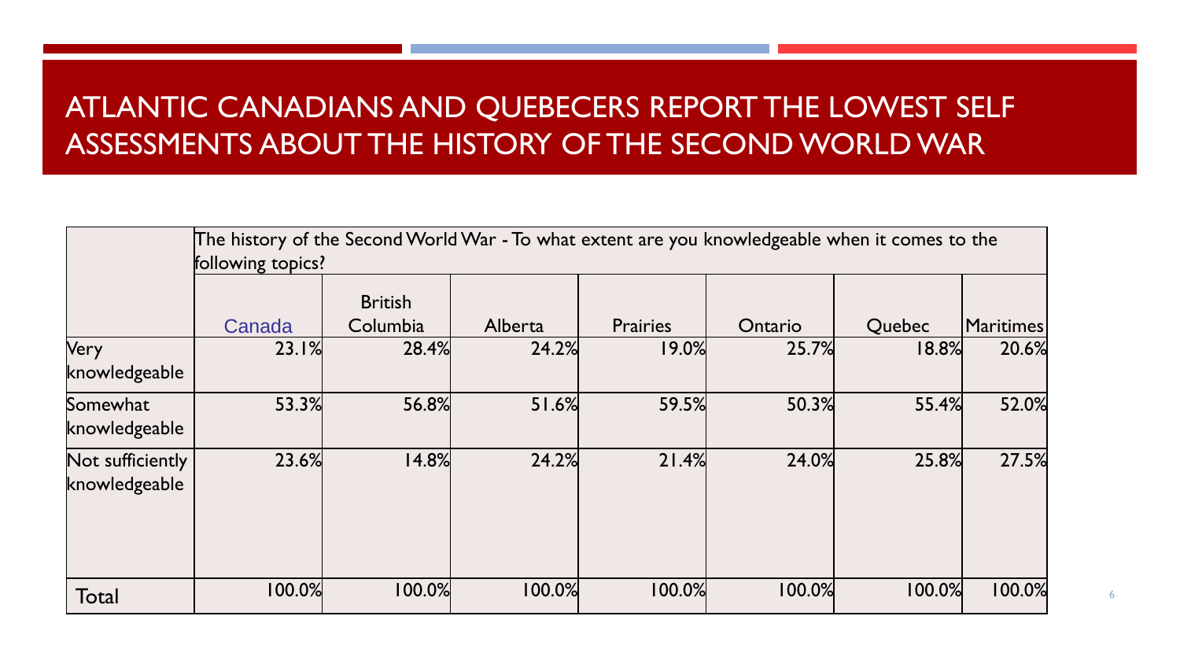# ATLANTIC CANADIANS AND QUEBECERS REPORT THE LOWEST SELF ASSESSMENTS ABOUT THE HISTORY OF THE SECOND WORLD WAR

| | The history of the Second World War - To what extent are you knowledgeable when it comes to the following topics? | | | | | | |
|---|---|---|---|---|---|---|---|
| | Canada | British Columbia | Alberta | Prairies | Ontario | Quebec | Maritimes |
| Very knowledgeable | 23.1% | 28.4% | 24.2% | 19.0% | 25.7% | 18.8% | 20.6% |
| Somewhat knowledgeable | 53.3% | 56.8% | 51.6% | 59.5% | 50.3% | 55.4% | 52.0% |
| Not sufficiently knowledgeable | 23.6% | 14.8% | 24.2% | 21.4% | 24.0% | 25.8% | 27.5% |
| Total | 100.0% | 100.0% | 100.0% | 100.0% | 100.0% | 100.0% | 100.0% |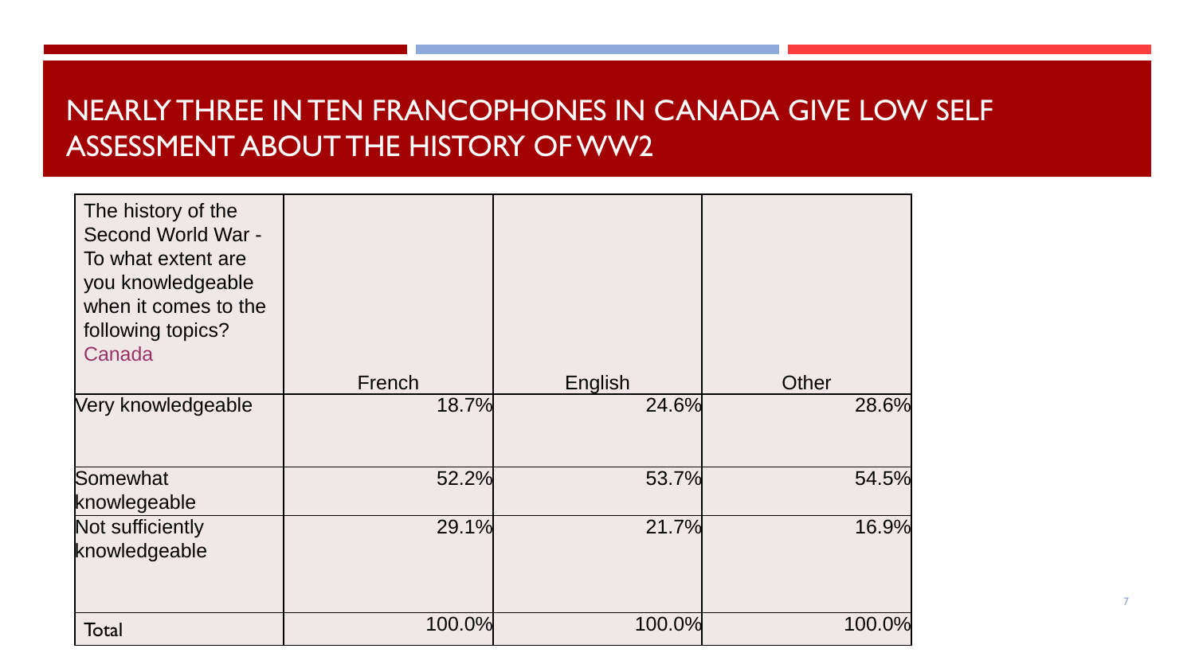# NEARLY THREE IN TEN FRANCOPHONES IN CANADA GIVE LOW SELF ASSESSMENT ABOUT THE HISTORY OF WW2

| The history of the Second World War - To what extent are you knowledgeable when it comes to the following topics? Canada | French | English | Other |
|---|---|---|---|
| Very knowledgeable | 18.7% | 24.6% | 28.6% |
| Somewhat knowlegeable | 52.2% | 53.7% | 54.5% |
| Not sufficiently knowledgeable | 29.1% | 21.7% | 16.9% |
| Total | 100.0% | 100.0% | 100.0% |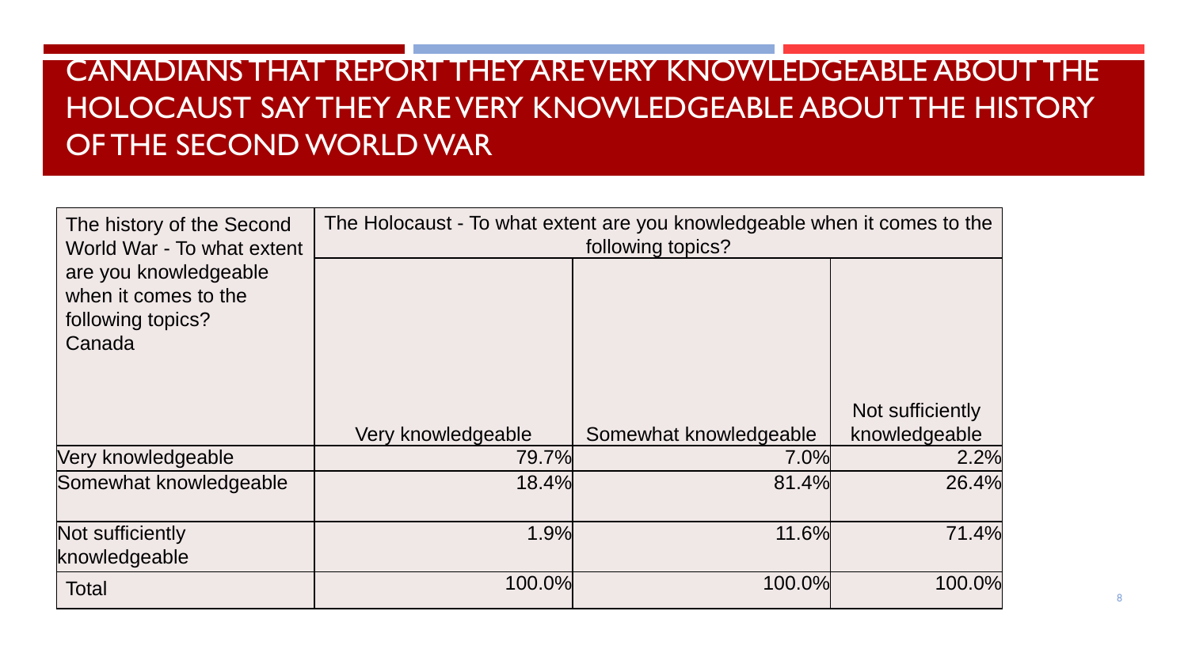# CANADIANS THAT REPORT THEY ARE VERY KNOWLEDGEABLE ABOUT THE HOLOCAUST SAY THEY ARE VERY KNOWLEDGEABLE ABOUT THE HISTORY OF THE SECOND WORLD WAR

| The history of the Second World War - To what extent are you knowledgeable when it comes to the following topics? Canada | The Holocaust - To what extent are you knowledgeable when it comes to the following topics? | | |
|---|---|---|---|
| | Very knowledgeable | Somewhat knowledgeable | Not sufficiently knowledgeable |
| Very knowledgeable | 79.7% | 7.0% | 2.2% |
| Somewhat knowledgeable | 18.4% | 81.4% | 26.4% |
| Not sufficiently knowledgeable | 1.9% | 11.6% | 71.4% |
| Total | 100.0% | 100.0% | 100.0% |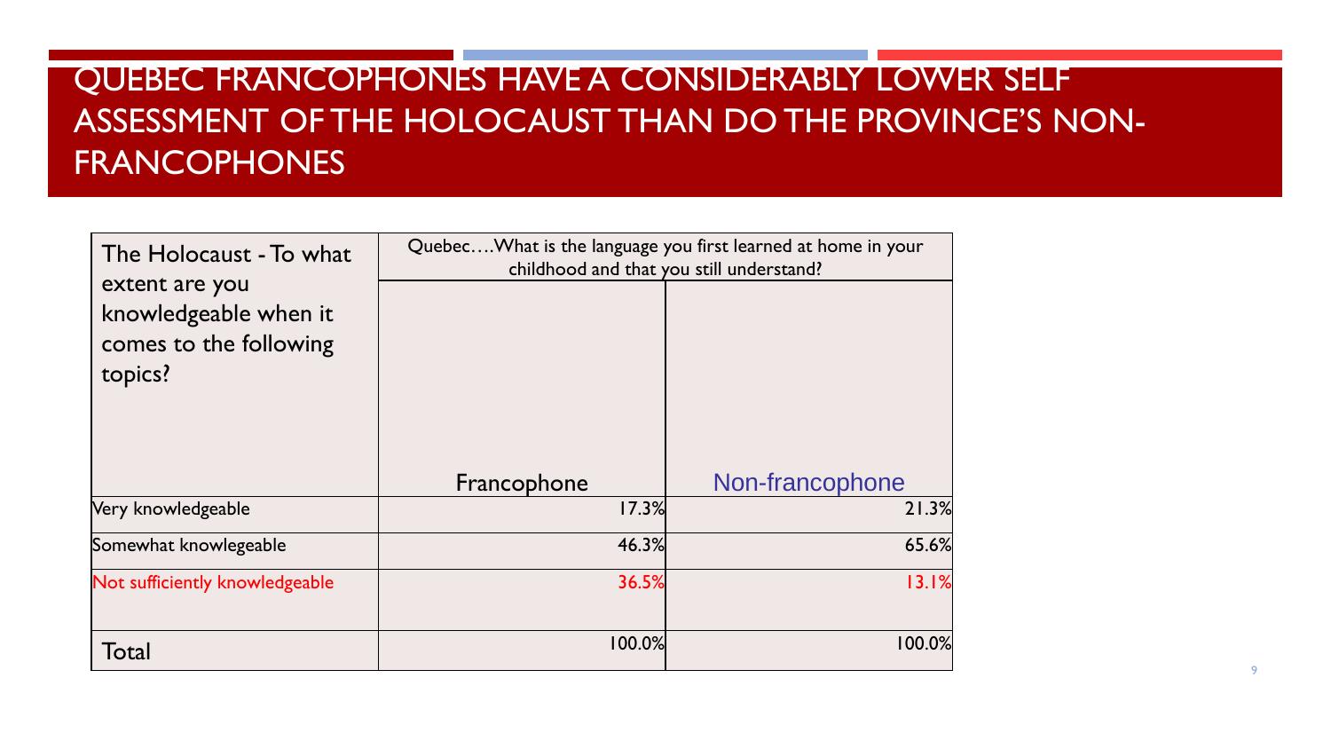# QUEBEC FRANCOPHONES HAVE A CONSIDERABLY LOWER SELF ASSESSMENT OF THE HOLOCAUST THAN DO THE PROVINCE'S NON-FRANCOPHONES

| The Holocaust - To what extent are you knowledgeable when it comes to the following topics? | Quebec….What is the language you first learned at home in your childhood and that you still understand? | |
|---|---|---|
| | Francophone | Non-francophone |
| Very knowledgeable | 17.3% | 21.3% |
| Somewhat knowlegeable | 46.3% | 65.6% |
| Not sufficiently knowledgeable | 36.5% | 13.1% |
| Total | 100.0% | 100.0% |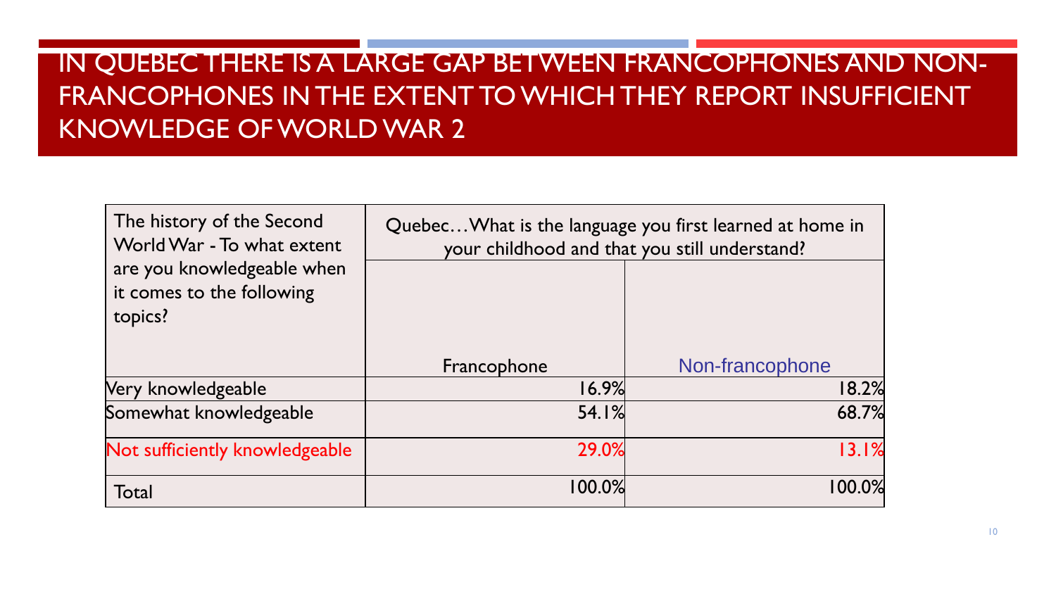# IN QUEBEC THERE IS A LARGE GAP BETWEEN FRANCOPHONES AND NON-FRANCOPHONES IN THE EXTENT TO WHICH THEY REPORT INSUFFICIENT KNOWLEDGE OF WORLD WAR 2

| The history of the Second World War - To what extent are you knowledgeable when it comes to the following topics? | Quebec…What is the language you first learned at home in your childhood and that you still understand? | |
|---|---|---|
| | Francophone | Non-francophone |
| Very knowledgeable | 16.9% | 18.2% |
| Somewhat knowledgeable | 54.1% | 68.7% |
| Not sufficiently knowledgeable | 29.0% | 13.1% |
| Total | 100.0% | 100.0% |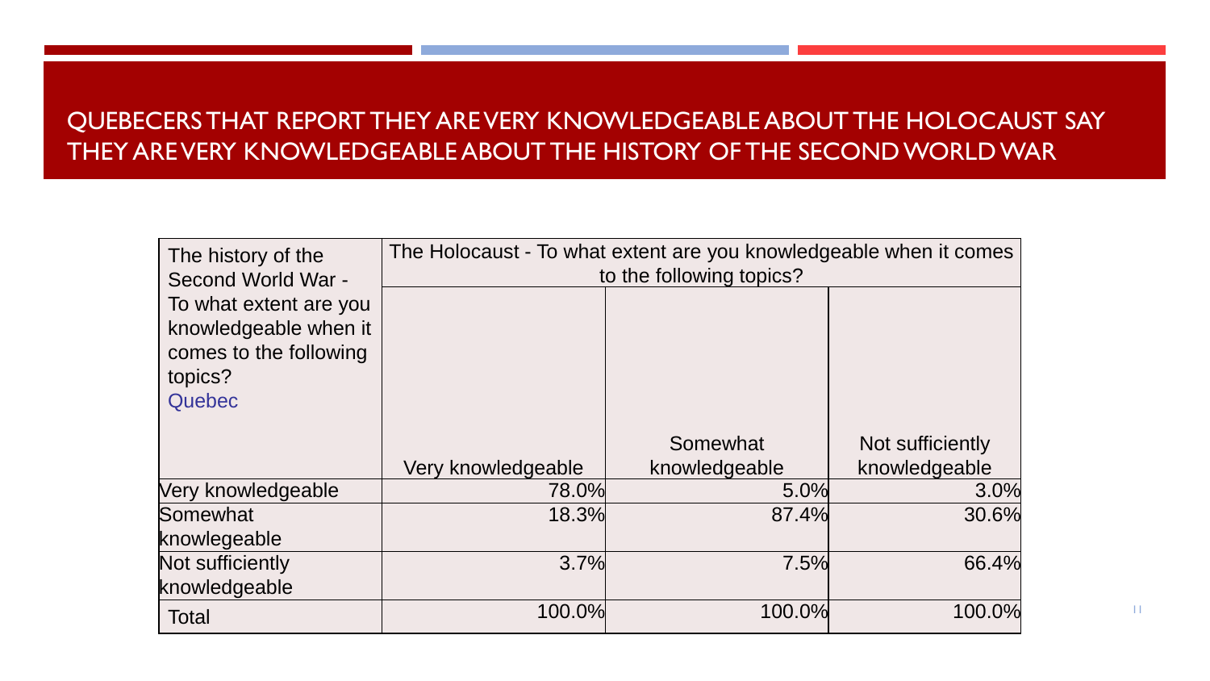# QUEBECERS THAT REPORT THEY ARE VERY KNOWLEDGEABLE ABOUT THE HOLOCAUST SAY THEY ARE VERY KNOWLEDGEABLE ABOUT THE HISTORY OF THE SECOND WORLD WAR

| The history of the Second World War - To what extent are you knowledgeable when it comes to the following topics? Quebec | The Holocaust - To what extent are you knowledgeable when it comes to the following topics? | | |
|---|---|---|---|
| | Very knowledgeable | Somewhat knowledgeable | Not sufficiently knowledgeable |
| Very knowledgeable | 78.0% | 5.0% | 3.0% |
| Somewhat knowlegeable | 18.3% | 87.4% | 30.6% |
| Not sufficiently knowledgeable | 3.7% | 7.5% | 66.4% |
| Total | 100.0% | 100.0% | 100.0% |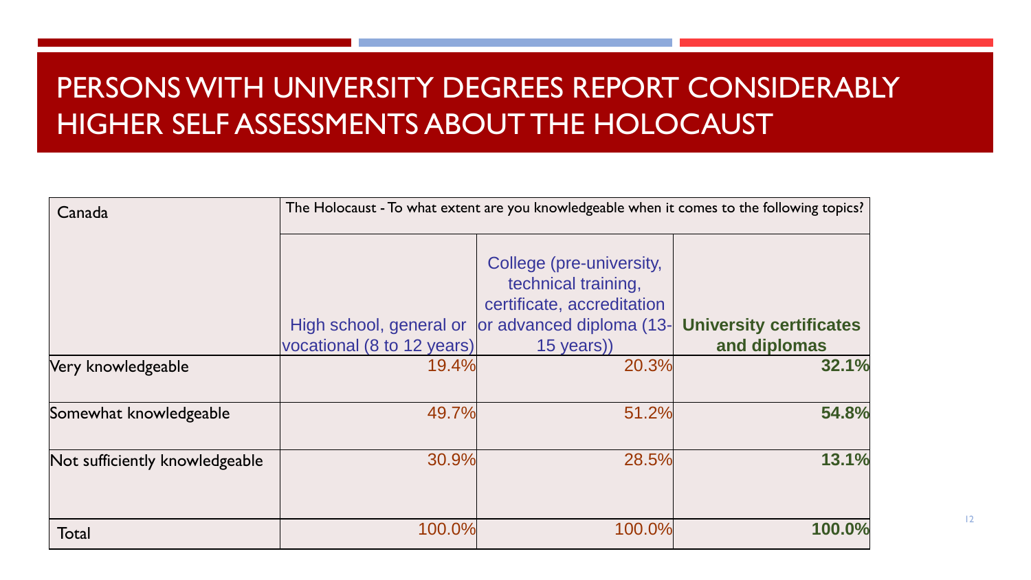# PERSONS WITH UNIVERSITY DEGREES REPORT CONSIDERABLY HIGHER SELF ASSESSMENTS ABOUT THE HOLOCAUST

| Canada | The Holocaust - To what extent are you knowledgeable when it comes to the following topics? | | |
|---|---|---|---|
| | High school, general or vocational (8 to 12 years) | College (pre-university, technical training, certificate, accreditation or advanced diploma (13-15 years)) | **University certificates and diplomas** |
| Very knowledgeable | 19.4% | 20.3% | **32.1%** |
| Somewhat knowledgeable | 49.7% | 51.2% | **54.8%** |
| Not sufficiently knowledgeable | 30.9% | 28.5% | **13.1%** |
| Total | 100.0% | 100.0% | **100.0%** |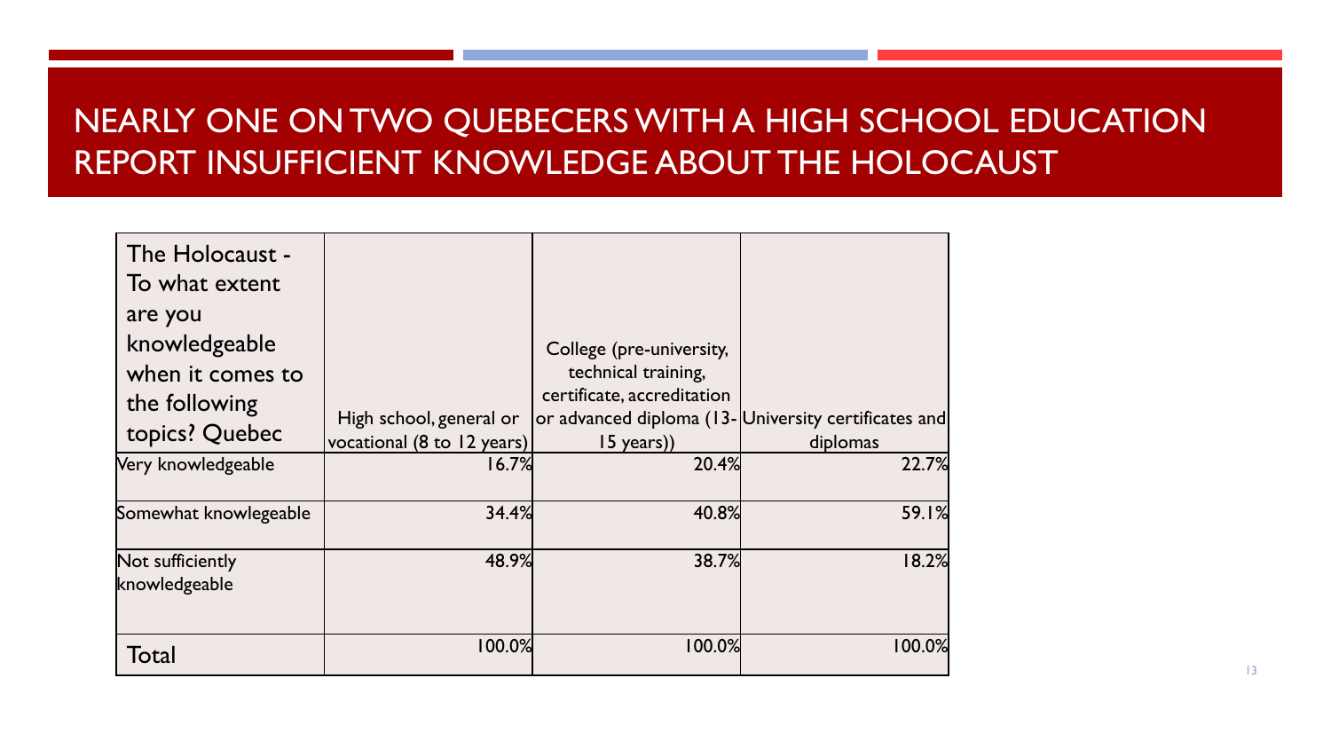# NEARLY ONE ON TWO QUEBECERS WITH A HIGH SCHOOL EDUCATION REPORT INSUFFICIENT KNOWLEDGE ABOUT THE HOLOCAUST

| The Holocaust - To what extent are you knowledgeable when it comes to the following topics? Quebec | High school, general or vocational (8 to 12 years) | College (pre-university, technical training, certificate, accreditation or advanced diploma (13-15 years)) | University certificates and diplomas |
|---|---|---|---|
| Very knowledgeable | 16.7% | 20.4% | 22.7% |
| Somewhat knowlegeable | 34.4% | 40.8% | 59.1% |
| Not sufficiently knowledgeable | 48.9% | 38.7% | 18.2% |
| Total | 100.0% | 100.0% | 100.0% |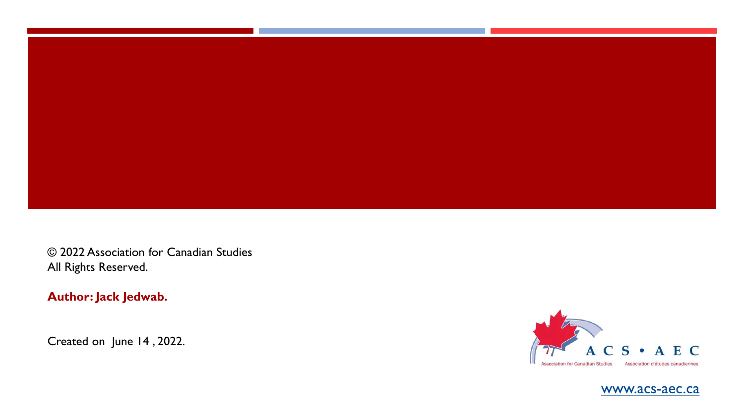© 2022 Association for Canadian Studies
All Rights Reserved.

**Author: Jack Jedwab.**

Created on June 14 , 2022.

A C S • A E C

Association for Canadian Studies Association d'études canadiennes

www.acs-aec.ca